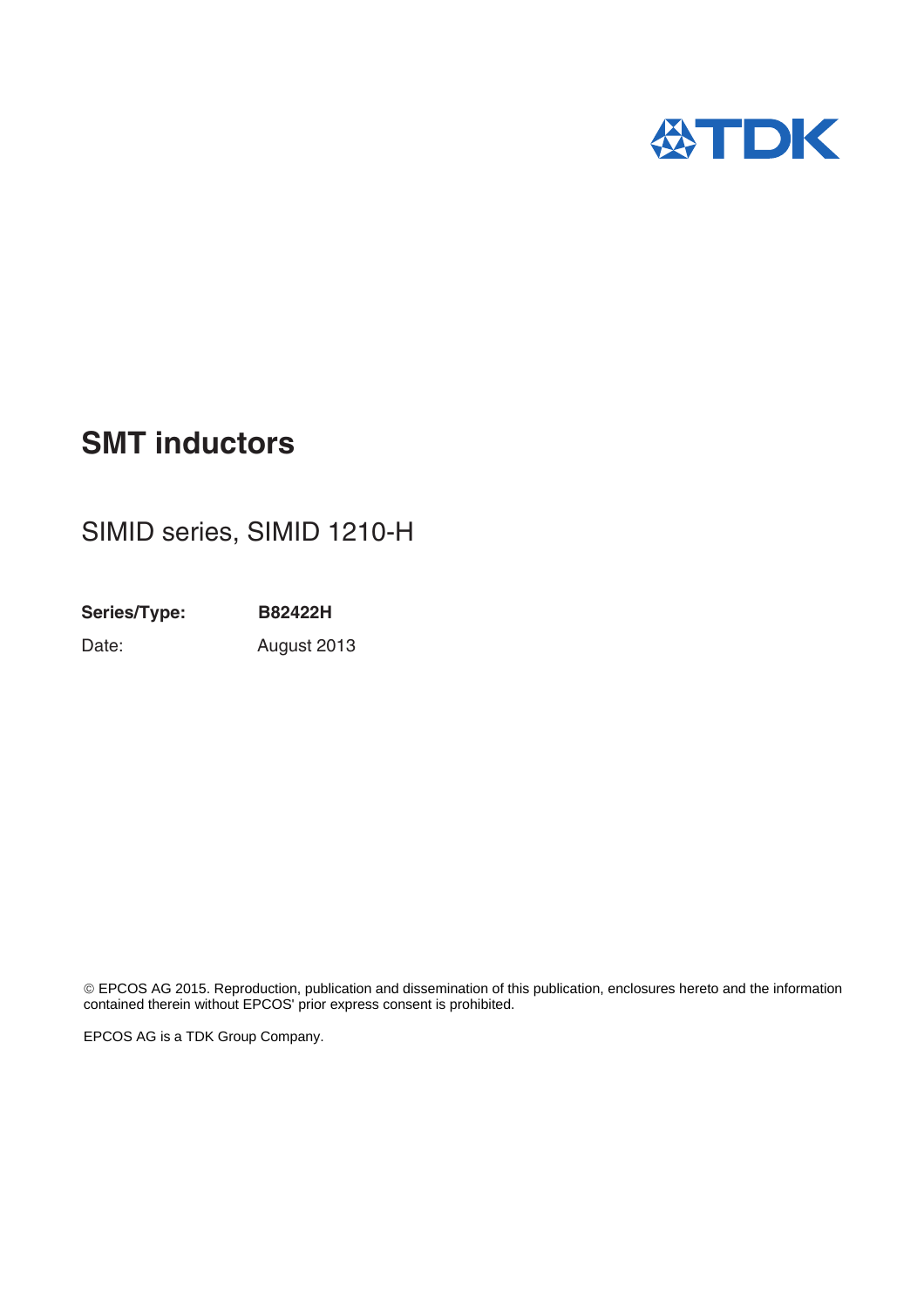TDK

# SMT inductors

SIMID series, SIMID 1210-H

**Series/Type:** **B82422H**

Date: August 2013

© EPCOS AG 2015. Reproduction, publication and dissemination of this publication, enclosures hereto and the information contained therein without EPCOS' prior express consent is prohibited.

EPCOS AG is a TDK Group Company.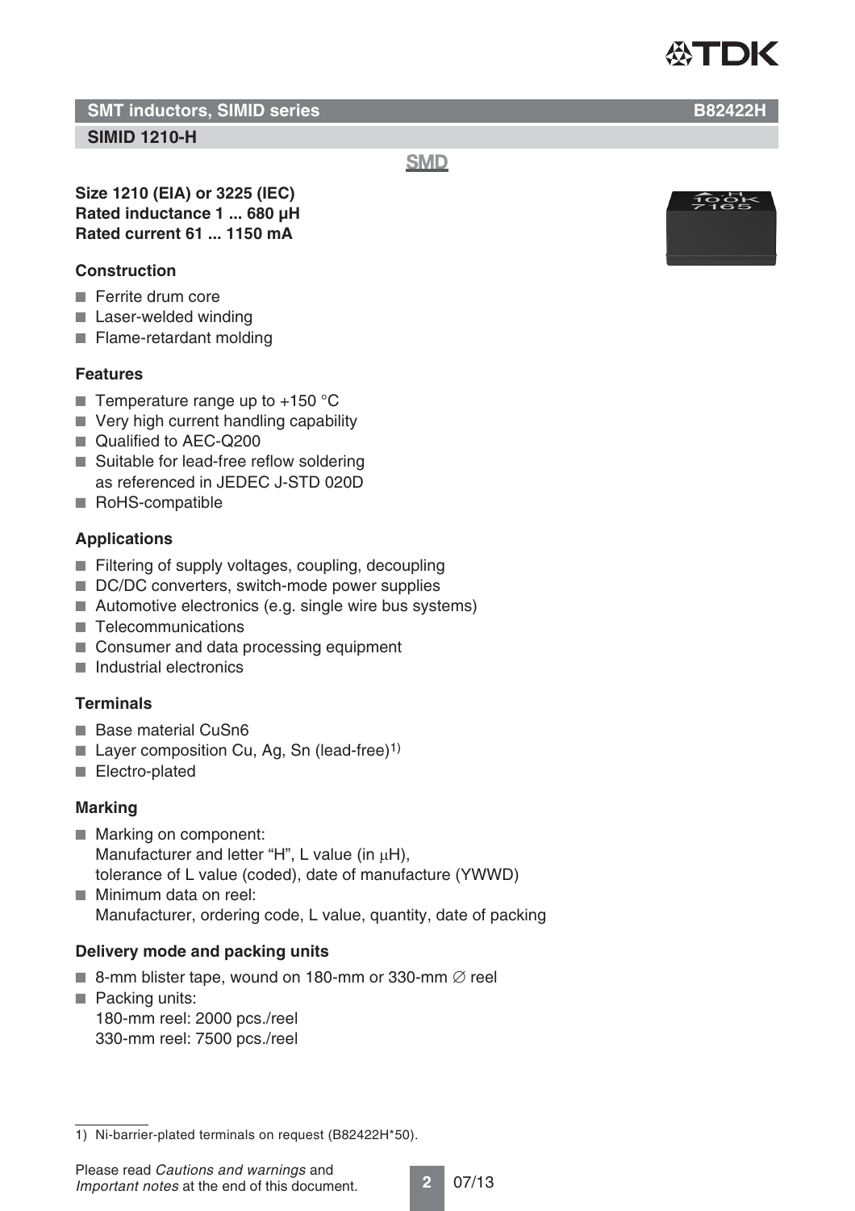## SMT inductors, SIMID series — B82422H

### SIMID 1210-H

**SMD**

**Size 1210 (EIA) or 3225 (IEC)**
**Rated inductance 1 ... 680 µH**
**Rated current 61 ... 1150 mA**

### Construction

- Ferrite drum core
- Laser-welded winding
- Flame-retardant molding

### Features

- Temperature range up to +150 °C
- Very high current handling capability
- Qualified to AEC-Q200
- Suitable for lead-free reflow soldering as referenced in JEDEC J-STD 020D
- RoHS-compatible

### Applications

- Filtering of supply voltages, coupling, decoupling
- DC/DC converters, switch-mode power supplies
- Automotive electronics (e.g. single wire bus systems)
- Telecommunications
- Consumer and data processing equipment
- Industrial electronics

### Terminals

- Base material CuSn6
- Layer composition Cu, Ag, Sn (lead-free)[1)]
- Electro-plated

### Marking

- Marking on component:
  Manufacturer and letter "H", L value (in µH),
  tolerance of L value (coded), date of manufacture (YWWD)
- Minimum data on reel:
  Manufacturer, ordering code, L value, quantity, date of packing

### Delivery mode and packing units

- 8-mm blister tape, wound on 180-mm or 330-mm ∅ reel
- Packing units:
  180-mm reel: 2000 pcs./reel
  330-mm reel: 7500 pcs./reel

1) Ni-barrier-plated terminals on request (B82422H*50).

Please read *Cautions and warnings* and *Important notes* at the end of this document.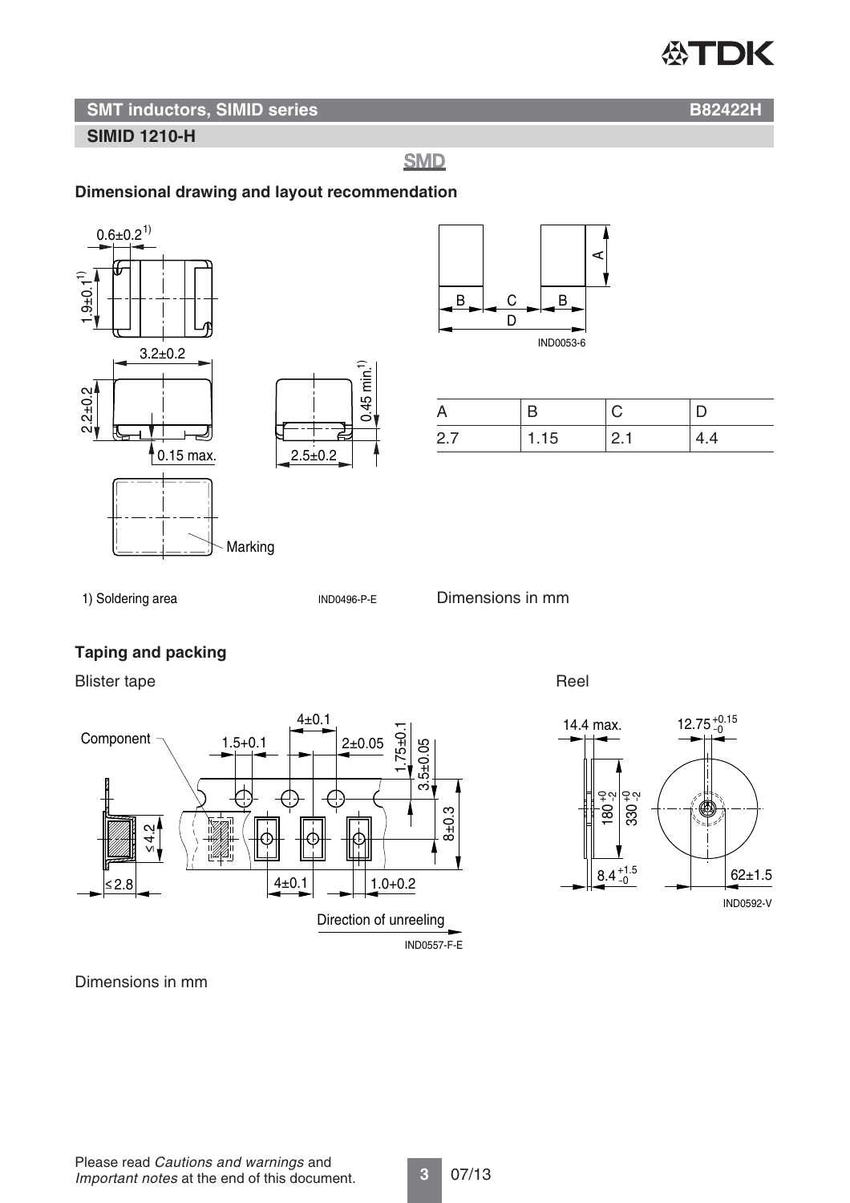## SMT inductors, SIMID series

**B82422H**

### SIMID 1210-H

SMD

### Dimensional drawing and layout recommendation

0.6±0.2 [1)]

1.9±0.1 [1)]

3.2±0.2

2.2±0.2

0.15 max.

0.45 min. [1)]

2.5±0.2

Marking

1) Soldering area

IND0496-P-E

A

B C B

D

IND0053-6

| A | B | C | D |
|---|---|---|---|
| 2.7 | 1.15 | 2.1 | 4.4 |

Dimensions in mm

### Taping and packing

Blister tape

Component

4±0.1

1.5+0.1

2±0.05

1.75±0.1

3.5±0.05

8±0.3

≤4.2

≤2.8

4±0.1

1.0+0.2

Direction of unreeling

IND0557-F-E

Reel

14.4 max.

$12.75^{+0.15}_{-0}$

$180^{+0}_{-2}$

$330^{+0}_{-2}$

$8.4^{+1.5}_{-0}$

62±1.5

IND0592-V

Dimensions in mm

Please read *Cautions and warnings* and *Important notes* at the end of this document.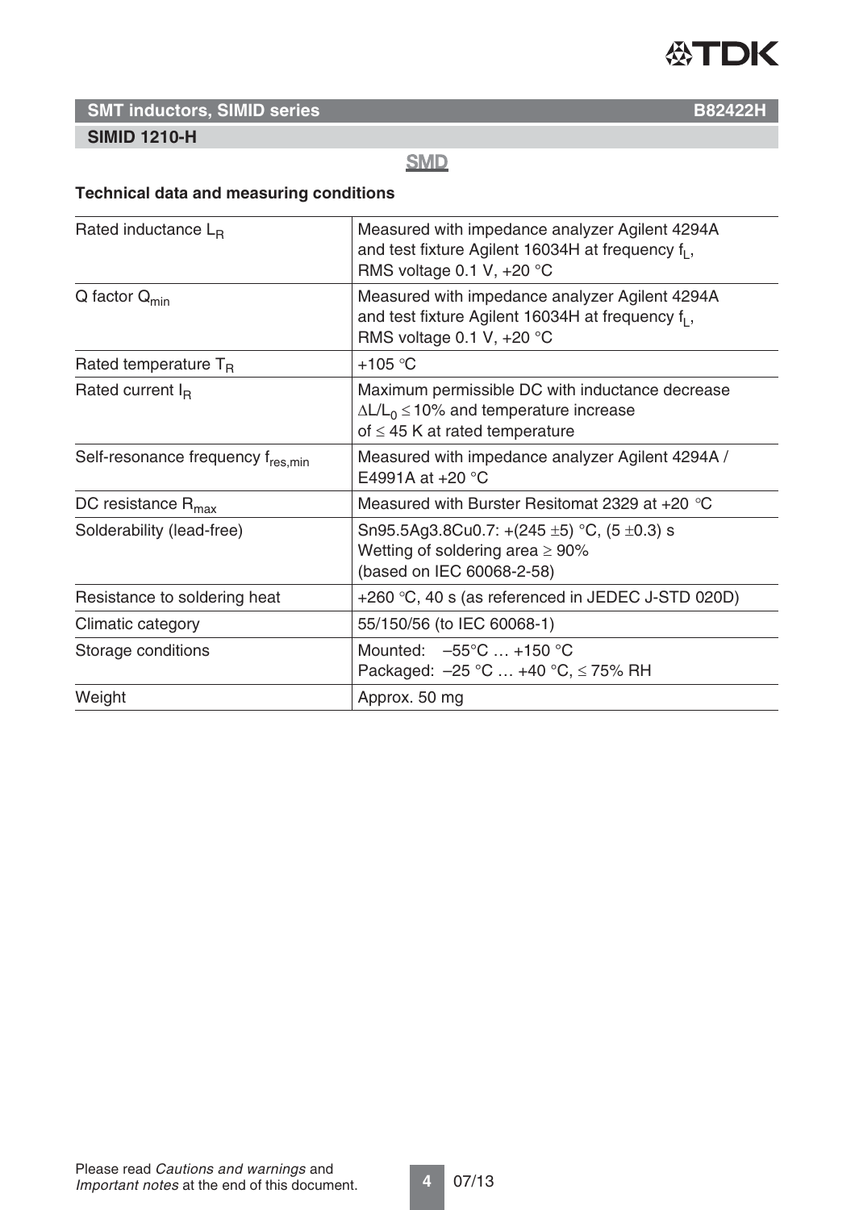## SMT inductors, SIMID series B82422H

**SIMID 1210-H**

SMD

### Technical data and measuring conditions

| | |
|---|---|
| Rated inductance $L_R$ | Measured with impedance analyzer Agilent 4294A and test fixture Agilent 16034H at frequency $f_L$, RMS voltage 0.1 V, +20 °C |
| Q factor $Q_{min}$ | Measured with impedance analyzer Agilent 4294A and test fixture Agilent 16034H at frequency $f_L$, RMS voltage 0.1 V, +20 °C |
| Rated temperature $T_R$ | +105 °C |
| Rated current $I_R$ | Maximum permissible DC with inductance decrease $\Delta L/L_0 \leq 10\%$ and temperature increase of ≤ 45 K at rated temperature |
| Self-resonance frequency $f_{res,min}$ | Measured with impedance analyzer Agilent 4294A / E4991A at +20 °C |
| DC resistance $R_{max}$ | Measured with Burster Resitomat 2329 at +20 °C |
| Solderability (lead-free) | Sn95.5Ag3.8Cu0.7: +(245 ±5) °C, (5 ±0.3) s<br>Wetting of soldering area ≥ 90%<br>(based on IEC 60068-2-58) |
| Resistance to soldering heat | +260 °C, 40 s (as referenced in JEDEC J-STD 020D) |
| Climatic category | 55/150/56 (to IEC 60068-1) |
| Storage conditions | Mounted: –55°C … +150 °C<br>Packaged: –25 °C … +40 °C, ≤ 75% RH |
| Weight | Approx. 50 mg |

Please read *Cautions and warnings* and *Important notes* at the end of this document.

07/13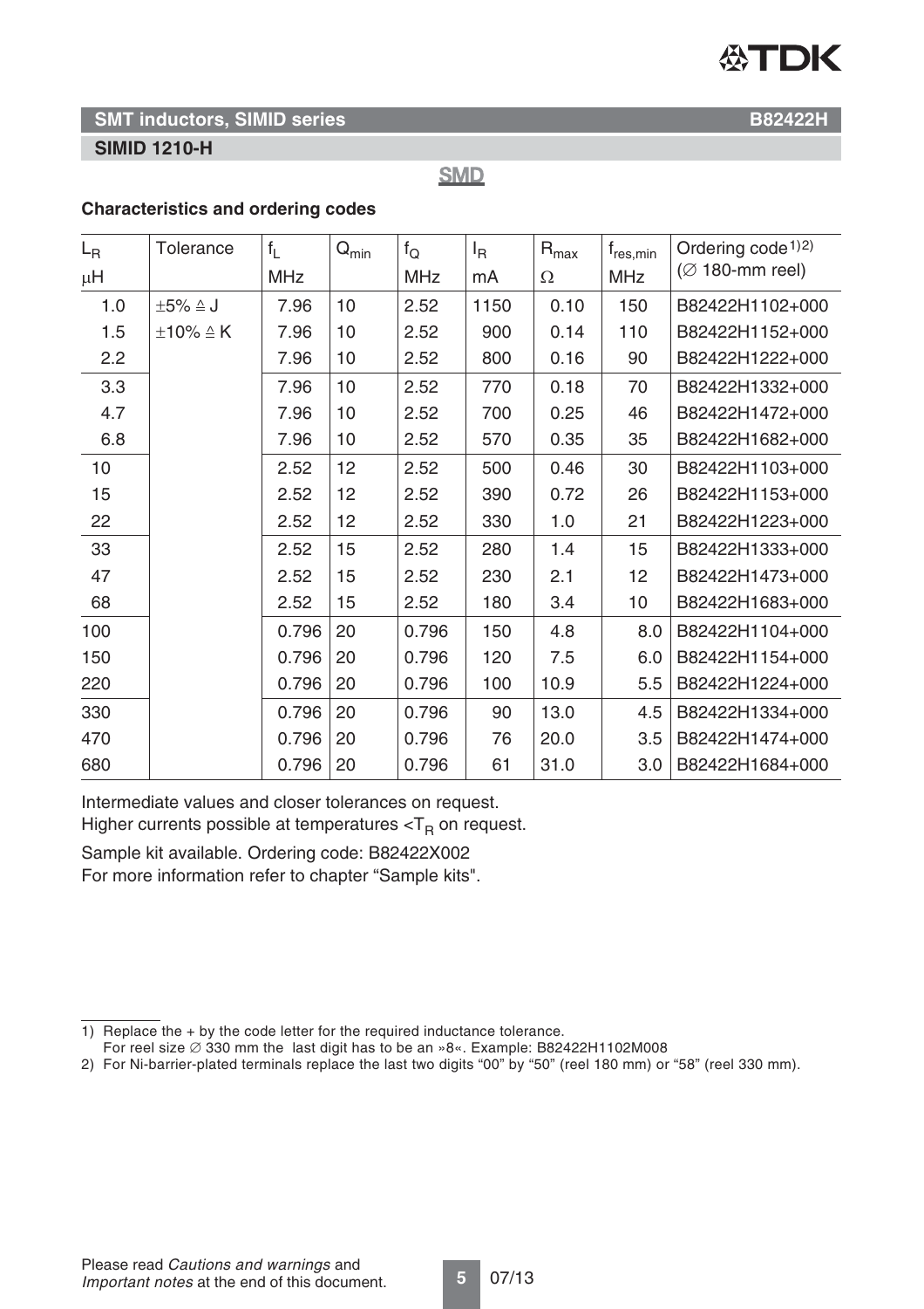**SMT inductors, SIMID series** **B82422H**

**SIMID 1210-H**

SMD

**Characteristics and ordering codes**

| $L_R$ µH | Tolerance | $f_L$ MHz | $Q_{min}$ | $f_Q$ MHz | $I_R$ mA | $R_{max}$ Ω | $f_{res,min}$ MHz | Ordering code[1)2)] (∅ 180-mm reel) |
|---|---|---|---|---|---|---|---|---|
| 1.0 | ±5% ≙ J | 7.96 | 10 | 2.52 | 1150 | 0.10 | 150 | B82422H1102+000 |
| 1.5 | ±10% ≙ K | 7.96 | 10 | 2.52 | 900 | 0.14 | 110 | B82422H1152+000 |
| 2.2 | | 7.96 | 10 | 2.52 | 800 | 0.16 | 90 | B82422H1222+000 |
| 3.3 | | 7.96 | 10 | 2.52 | 770 | 0.18 | 70 | B82422H1332+000 |
| 4.7 | | 7.96 | 10 | 2.52 | 700 | 0.25 | 46 | B82422H1472+000 |
| 6.8 | | 7.96 | 10 | 2.52 | 570 | 0.35 | 35 | B82422H1682+000 |
| 10 | | 2.52 | 12 | 2.52 | 500 | 0.46 | 30 | B82422H1103+000 |
| 15 | | 2.52 | 12 | 2.52 | 390 | 0.72 | 26 | B82422H1153+000 |
| 22 | | 2.52 | 12 | 2.52 | 330 | 1.0 | 21 | B82422H1223+000 |
| 33 | | 2.52 | 15 | 2.52 | 280 | 1.4 | 15 | B82422H1333+000 |
| 47 | | 2.52 | 15 | 2.52 | 230 | 2.1 | 12 | B82422H1473+000 |
| 68 | | 2.52 | 15 | 2.52 | 180 | 3.4 | 10 | B82422H1683+000 |
| 100 | | 0.796 | 20 | 0.796 | 150 | 4.8 | 8.0 | B82422H1104+000 |
| 150 | | 0.796 | 20 | 0.796 | 120 | 7.5 | 6.0 | B82422H1154+000 |
| 220 | | 0.796 | 20 | 0.796 | 100 | 10.9 | 5.5 | B82422H1224+000 |
| 330 | | 0.796 | 20 | 0.796 | 90 | 13.0 | 4.5 | B82422H1334+000 |
| 470 | | 0.796 | 20 | 0.796 | 76 | 20.0 | 3.5 | B82422H1474+000 |
| 680 | | 0.796 | 20 | 0.796 | 61 | 31.0 | 3.0 | B82422H1684+000 |

Intermediate values and closer tolerances on request.
Higher currents possible at temperatures $<T_R$ on request.

Sample kit available. Ordering code: B82422X002
For more information refer to chapter "Sample kits".

1) Replace the + by the code letter for the required inductance tolerance.
For reel size ∅ 330 mm the last digit has to be an »8«. Example: B82422H1102M008

2) For Ni-barrier-plated terminals replace the last two digits "00" by "50" (reel 180 mm) or "58" (reel 330 mm).

Please read *Cautions and warnings* and *Important notes* at the end of this document.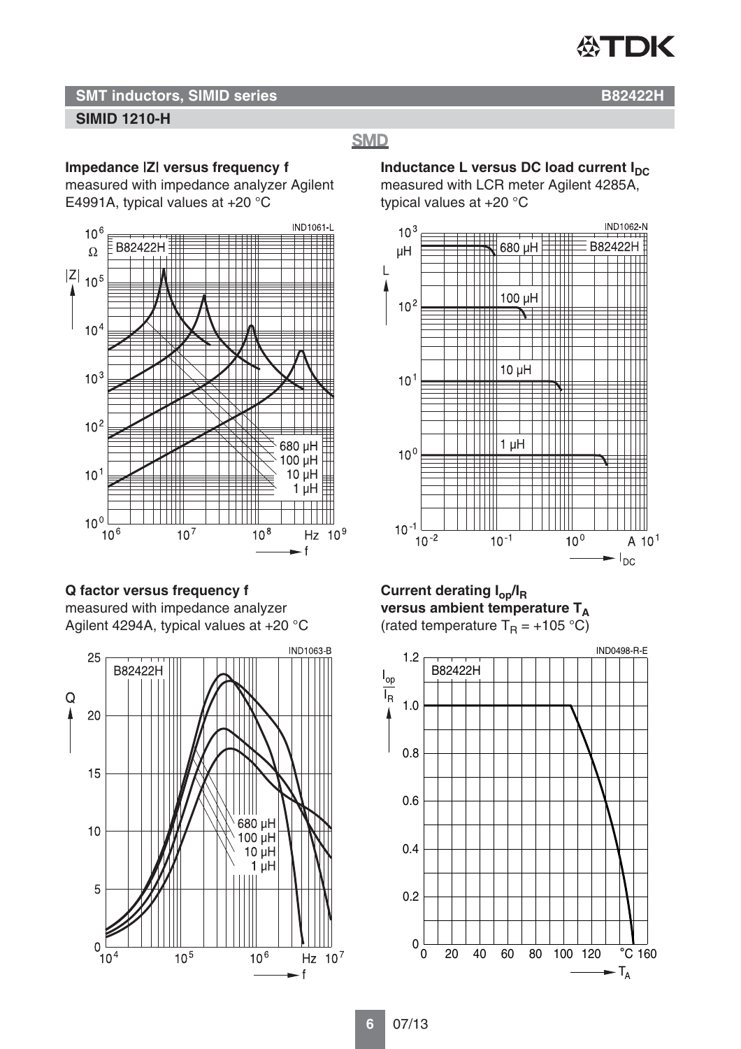## SMT inductors, SIMID series

**B82422H**

**SIMID 1210-H**

**SMD**

### Impedance |Z| versus frequency f

measured with impedance analyzer Agilent E4991A, typical values at +20 °C

IND1061-L

B82422H

$10^6$
Ω
|Z|
$10^5$
$10^4$
$10^3$
$10^2$
$10^1$
$10^0$

$10^6$ $10^7$ $10^8$ Hz $10^9$
f

680 µH
100 µH
10 µH
1 µH

### Inductance L versus DC load current $I_{DC}$

measured with LCR meter Agilent 4285A, typical values at +20 °C

IND1062-N

B82422H

$10^3$
µH
L
$10^2$
$10^1$
$10^0$
$10^{-1}$

$10^{-2}$ $10^{-1}$ $10^0$ A $10^1$
$I_{DC}$

680 µH
100 µH
10 µH
1 µH

### Q factor versus frequency f

measured with impedance analyzer Agilent 4294A, typical values at +20 °C

IND1063-B

B82422H

Q
25
20
15
10
5
0

$10^4$ $10^5$ $10^6$ Hz $10^7$
f

680 µH
100 µH
10 µH
1 µH

### Current derating $I_{op}/I_R$ versus ambient temperature $T_A$

(rated temperature $T_R$ = +105 °C)

IND0498-R-E

B82422H

$\frac{I_{op}}{I_R}$
1.2
1.0
0.8
0.6
0.4
0.2
0

0 20 40 60 80 100 120 °C 160
$T_A$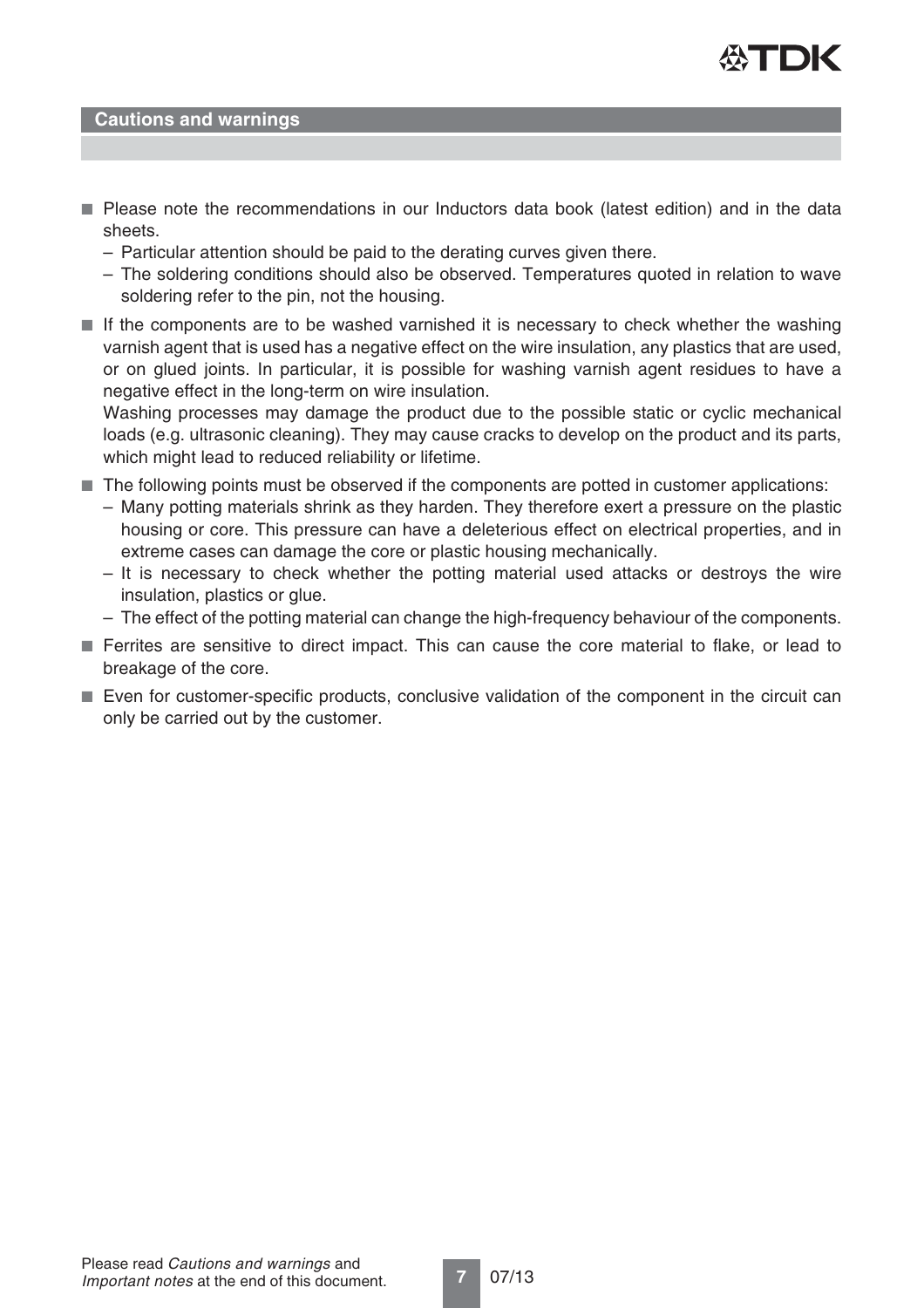## Cautions and warnings

- Please note the recommendations in our Inductors data book (latest edition) and in the data sheets.
  - Particular attention should be paid to the derating curves given there.
  - The soldering conditions should also be observed. Temperatures quoted in relation to wave soldering refer to the pin, not the housing.
- If the components are to be washed varnished it is necessary to check whether the washing varnish agent that is used has a negative effect on the wire insulation, any plastics that are used, or on glued joints. In particular, it is possible for washing varnish agent residues to have a negative effect in the long-term on wire insulation.
  Washing processes may damage the product due to the possible static or cyclic mechanical loads (e.g. ultrasonic cleaning). They may cause cracks to develop on the product and its parts, which might lead to reduced reliability or lifetime.
- The following points must be observed if the components are potted in customer applications:
  - Many potting materials shrink as they harden. They therefore exert a pressure on the plastic housing or core. This pressure can have a deleterious effect on electrical properties, and in extreme cases can damage the core or plastic housing mechanically.
  - It is necessary to check whether the potting material used attacks or destroys the wire insulation, plastics or glue.
  - The effect of the potting material can change the high-frequency behaviour of the components.
- Ferrites are sensitive to direct impact. This can cause the core material to flake, or lead to breakage of the core.
- Even for customer-specific products, conclusive validation of the component in the circuit can only be carried out by the customer.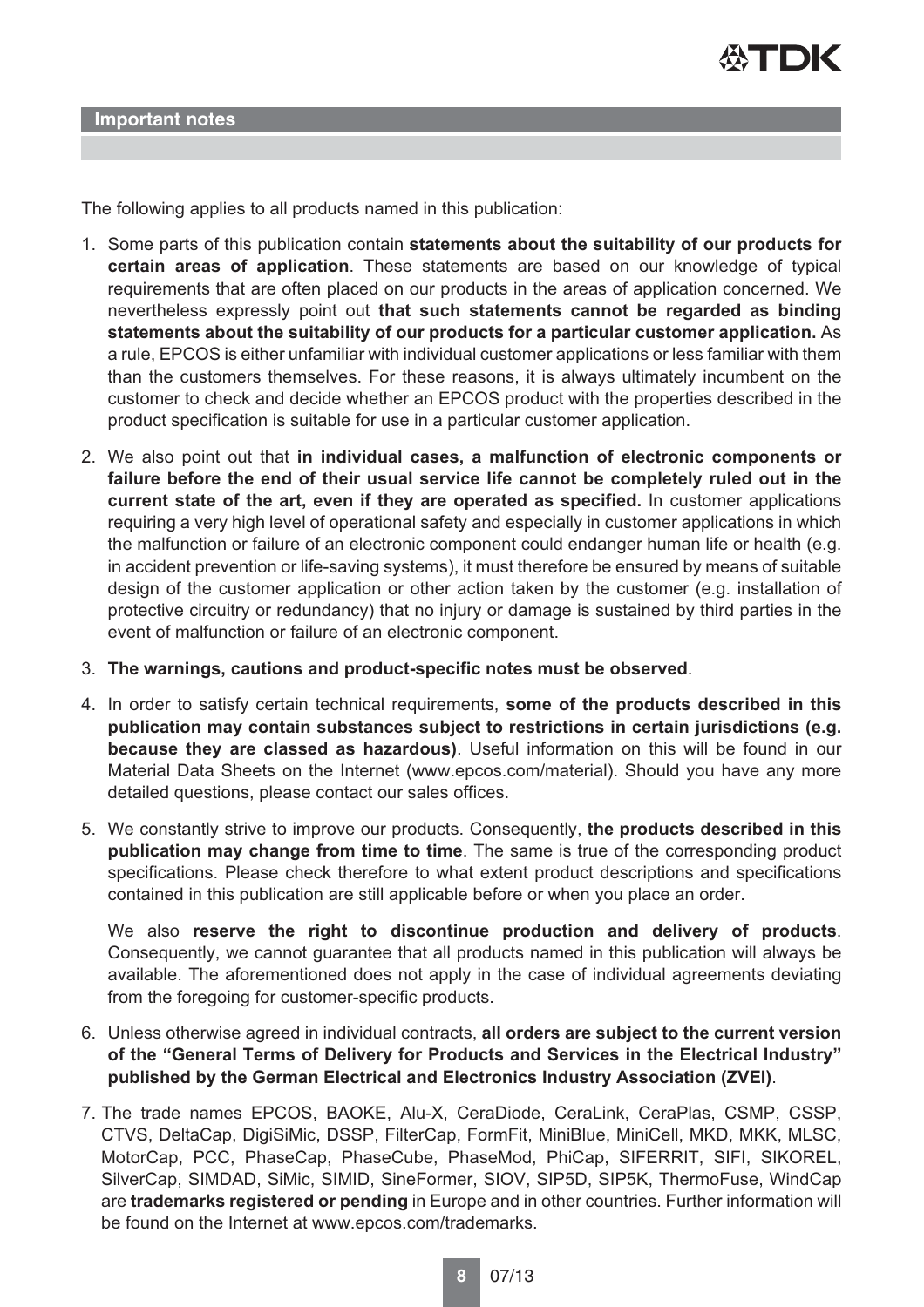## Important notes

The following applies to all products named in this publication:

1. Some parts of this publication contain **statements about the suitability of our products for certain areas of application**. These statements are based on our knowledge of typical requirements that are often placed on our products in the areas of application concerned. We nevertheless expressly point out **that such statements cannot be regarded as binding statements about the suitability of our products for a particular customer application.** As a rule, EPCOS is either unfamiliar with individual customer applications or less familiar with them than the customers themselves. For these reasons, it is always ultimately incumbent on the customer to check and decide whether an EPCOS product with the properties described in the product specification is suitable for use in a particular customer application.

2. We also point out that **in individual cases, a malfunction of electronic components or failure before the end of their usual service life cannot be completely ruled out in the current state of the art, even if they are operated as specified.** In customer applications requiring a very high level of operational safety and especially in customer applications in which the malfunction or failure of an electronic component could endanger human life or health (e.g. in accident prevention or life-saving systems), it must therefore be ensured by means of suitable design of the customer application or other action taken by the customer (e.g. installation of protective circuitry or redundancy) that no injury or damage is sustained by third parties in the event of malfunction or failure of an electronic component.

3. **The warnings, cautions and product-specific notes must be observed**.

4. In order to satisfy certain technical requirements, **some of the products described in this publication may contain substances subject to restrictions in certain jurisdictions (e.g. because they are classed as hazardous)**. Useful information on this will be found in our Material Data Sheets on the Internet (www.epcos.com/material). Should you have any more detailed questions, please contact our sales offices.

5. We constantly strive to improve our products. Consequently, **the products described in this publication may change from time to time**. The same is true of the corresponding product specifications. Please check therefore to what extent product descriptions and specifications contained in this publication are still applicable before or when you place an order.

   We also **reserve the right to discontinue production and delivery of products**. Consequently, we cannot guarantee that all products named in this publication will always be available. The aforementioned does not apply in the case of individual agreements deviating from the foregoing for customer-specific products.

6. Unless otherwise agreed in individual contracts, **all orders are subject to the current version of the "General Terms of Delivery for Products and Services in the Electrical Industry" published by the German Electrical and Electronics Industry Association (ZVEI)**.

7. The trade names EPCOS, BAOKE, Alu-X, CeraDiode, CeraLink, CeraPlas, CSMP, CSSP, CTVS, DeltaCap, DigiSiMic, DSSP, FilterCap, FormFit, MiniBlue, MiniCell, MKD, MKK, MLSC, MotorCap, PCC, PhaseCap, PhaseCube, PhaseMod, PhiCap, SIFERRIT, SIFI, SIKOREL, SilverCap, SIMDAD, SiMic, SIMID, SineFormer, SIOV, SIP5D, SIP5K, ThermoFuse, WindCap are **trademarks registered or pending** in Europe and in other countries. Further information will be found on the Internet at www.epcos.com/trademarks.